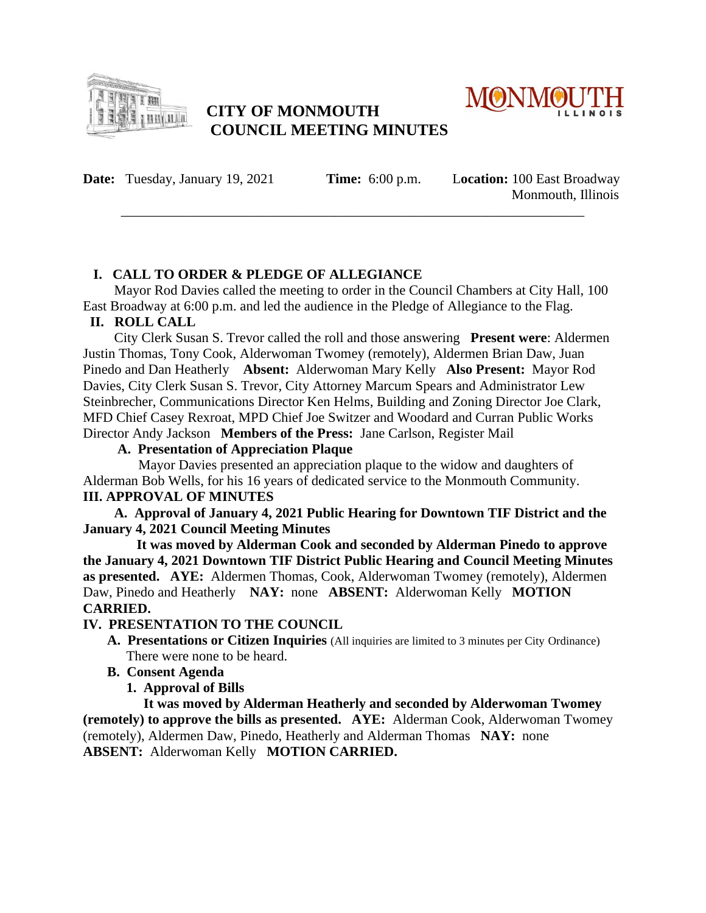# CITY OF MONMOUTH
# COUNCIL MEETING MINUTES

**Date:** Tuesday, January 19, 2021 **Time:** 6:00 p.m. **Location:** 100 East Broadway Monmouth, Illinois

---

## I. CALL TO ORDER & PLEDGE OF ALLEGIANCE

Mayor Rod Davies called the meeting to order in the Council Chambers at City Hall, 100 East Broadway at 6:00 p.m. and led the audience in the Pledge of Allegiance to the Flag.

## II. ROLL CALL

City Clerk Susan S. Trevor called the roll and those answering **Present were**: Aldermen Justin Thomas, Tony Cook, Alderwoman Twomey (remotely), Aldermen Brian Daw, Juan Pinedo and Dan Heatherly **Absent:** Alderwoman Mary Kelly **Also Present:** Mayor Rod Davies, City Clerk Susan S. Trevor, City Attorney Marcum Spears and Administrator Lew Steinbrecher, Communications Director Ken Helms, Building and Zoning Director Joe Clark, MFD Chief Casey Rexroat, MPD Chief Joe Switzer and Woodard and Curran Public Works Director Andy Jackson **Members of the Press:** Jane Carlson, Register Mail

### A. Presentation of Appreciation Plaque

Mayor Davies presented an appreciation plaque to the widow and daughters of Alderman Bob Wells, for his 16 years of dedicated service to the Monmouth Community.

## III. APPROVAL OF MINUTES

### A. Approval of January 4, 2021 Public Hearing for Downtown TIF District and the January 4, 2021 Council Meeting Minutes

**It was moved by Alderman Cook and seconded by Alderman Pinedo to approve the January 4, 2021 Downtown TIF District Public Hearing and Council Meeting Minutes as presented. AYE:** Aldermen Thomas, Cook, Alderwoman Twomey (remotely), Aldermen Daw, Pinedo and Heatherly **NAY:** none **ABSENT:** Alderwoman Kelly **MOTION CARRIED.**

## IV. PRESENTATION TO THE COUNCIL

### A. Presentations or Citizen Inquiries (All inquiries are limited to 3 minutes per City Ordinance)

There were none to be heard.

### B. Consent Agenda

#### 1. Approval of Bills

**It was moved by Alderman Heatherly and seconded by Alderwoman Twomey (remotely) to approve the bills as presented. AYE:** Alderman Cook, Alderwoman Twomey (remotely), Aldermen Daw, Pinedo, Heatherly and Alderman Thomas **NAY:** none **ABSENT:** Alderwoman Kelly **MOTION CARRIED.**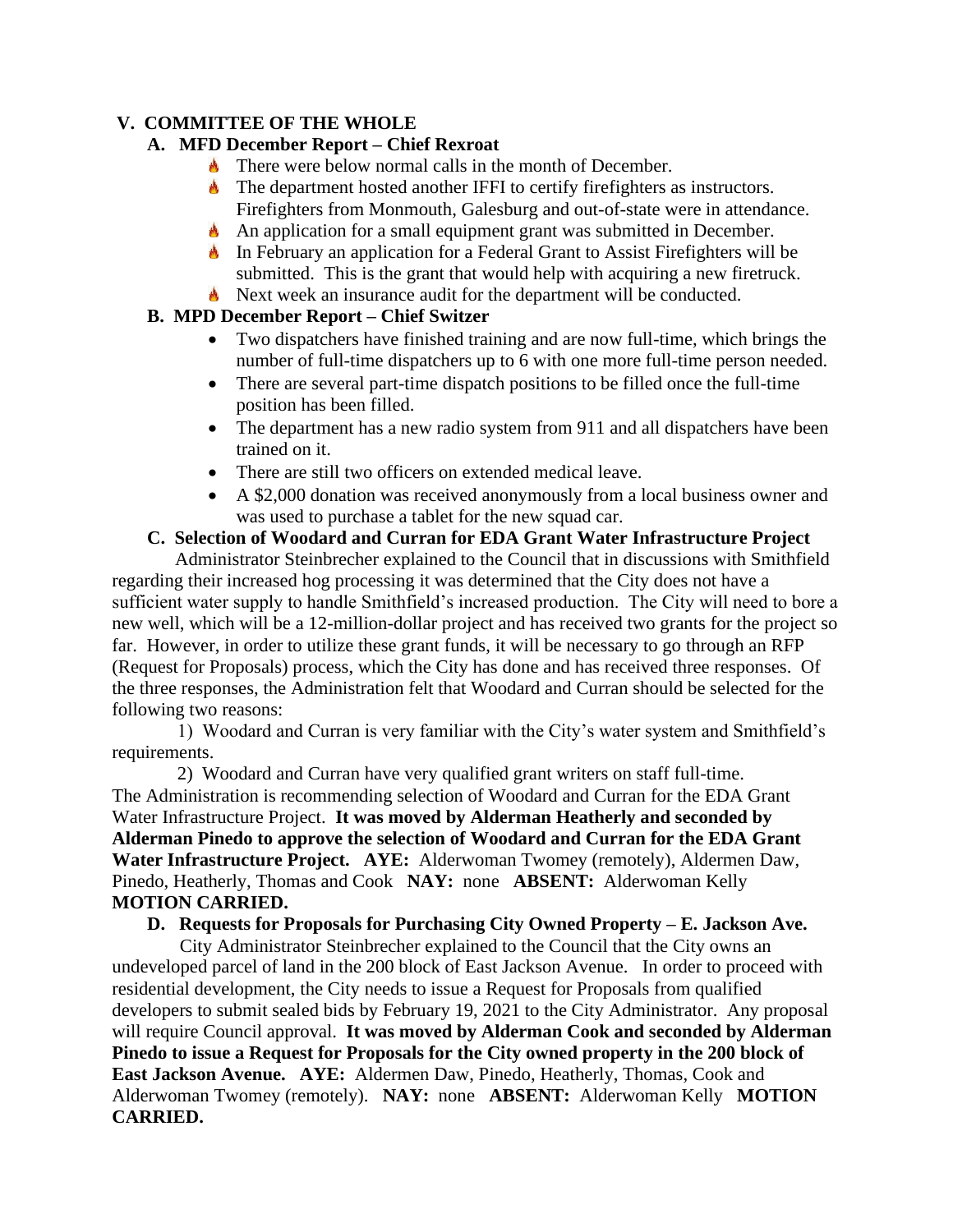## V. COMMITTEE OF THE WHOLE

### A. MFD December Report – Chief Rexroat

- There were below normal calls in the month of December.
- The department hosted another IFFI to certify firefighters as instructors. Firefighters from Monmouth, Galesburg and out-of-state were in attendance.
- An application for a small equipment grant was submitted in December.
- In February an application for a Federal Grant to Assist Firefighters will be submitted. This is the grant that would help with acquiring a new firetruck.
- Next week an insurance audit for the department will be conducted.

### B. MPD December Report – Chief Switzer

- Two dispatchers have finished training and are now full-time, which brings the number of full-time dispatchers up to 6 with one more full-time person needed.
- There are several part-time dispatch positions to be filled once the full-time position has been filled.
- The department has a new radio system from 911 and all dispatchers have been trained on it.
- There are still two officers on extended medical leave.
- A $2,000 donation was received anonymously from a local business owner and was used to purchase a tablet for the new squad car.

### C. Selection of Woodard and Curran for EDA Grant Water Infrastructure Project

Administrator Steinbrecher explained to the Council that in discussions with Smithfield regarding their increased hog processing it was determined that the City does not have a sufficient water supply to handle Smithfield's increased production. The City will need to bore a new well, which will be a 12-million-dollar project and has received two grants for the project so far. However, in order to utilize these grant funds, it will be necessary to go through an RFP (Request for Proposals) process, which the City has done and has received three responses. Of the three responses, the Administration felt that Woodard and Curran should be selected for the following two reasons:

1) Woodard and Curran is very familiar with the City's water system and Smithfield's requirements.

2) Woodard and Curran have very qualified grant writers on staff full-time.

The Administration is recommending selection of Woodard and Curran for the EDA Grant Water Infrastructure Project. **It was moved by Alderman Heatherly and seconded by Alderman Pinedo to approve the selection of Woodard and Curran for the EDA Grant Water Infrastructure Project. AYE:** Alderwoman Twomey (remotely), Aldermen Daw, Pinedo, Heatherly, Thomas and Cook **NAY:** none **ABSENT:** Alderwoman Kelly **MOTION CARRIED.**

### D. Requests for Proposals for Purchasing City Owned Property – E. Jackson Ave.

City Administrator Steinbrecher explained to the Council that the City owns an undeveloped parcel of land in the 200 block of East Jackson Avenue. In order to proceed with residential development, the City needs to issue a Request for Proposals from qualified developers to submit sealed bids by February 19, 2021 to the City Administrator. Any proposal will require Council approval. **It was moved by Alderman Cook and seconded by Alderman Pinedo to issue a Request for Proposals for the City owned property in the 200 block of East Jackson Avenue. AYE:** Aldermen Daw, Pinedo, Heatherly, Thomas, Cook and Alderwoman Twomey (remotely). **NAY:** none **ABSENT:** Alderwoman Kelly **MOTION CARRIED.**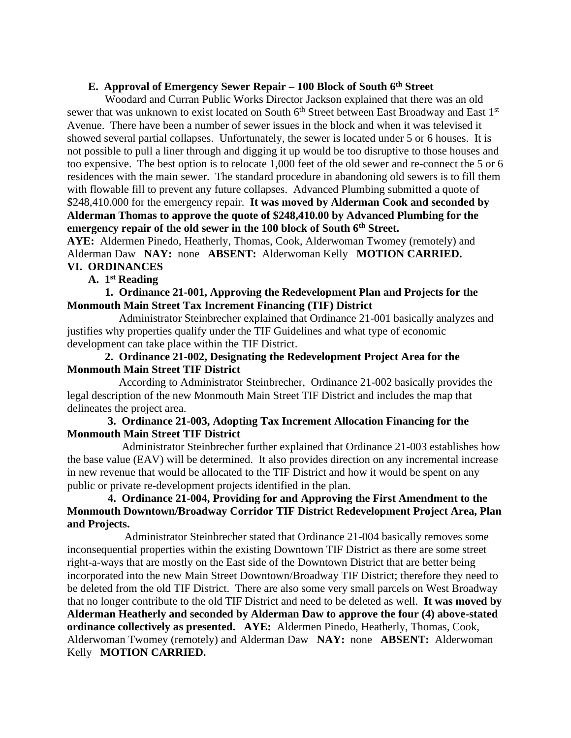**E. Approval of Emergency Sewer Repair – 100 Block of South 6th Street**

Woodard and Curran Public Works Director Jackson explained that there was an old sewer that was unknown to exist located on South 6th Street between East Broadway and East 1st Avenue. There have been a number of sewer issues in the block and when it was televised it showed several partial collapses. Unfortunately, the sewer is located under 5 or 6 houses. It is not possible to pull a liner through and digging it up would be too disruptive to those houses and too expensive. The best option is to relocate 1,000 feet of the old sewer and re-connect the 5 or 6 residences with the main sewer. The standard procedure in abandoning old sewers is to fill them with flowable fill to prevent any future collapses. Advanced Plumbing submitted a quote of $248,410.000 for the emergency repair. **It was moved by Alderman Cook and seconded by Alderman Thomas to approve the quote of $248,410.00 by Advanced Plumbing for the emergency repair of the old sewer in the 100 block of South 6th Street.**

**AYE:** Aldermen Pinedo, Heatherly, Thomas, Cook, Alderwoman Twomey (remotely) and Alderman Daw **NAY:** none **ABSENT:** Alderwoman Kelly **MOTION CARRIED.**

**VI. ORDINANCES**

**A. 1st Reading**

**1. Ordinance 21-001, Approving the Redevelopment Plan and Projects for the Monmouth Main Street Tax Increment Financing (TIF) District**

Administrator Steinbrecher explained that Ordinance 21-001 basically analyzes and justifies why properties qualify under the TIF Guidelines and what type of economic development can take place within the TIF District.

**2. Ordinance 21-002, Designating the Redevelopment Project Area for the Monmouth Main Street TIF District**

According to Administrator Steinbrecher, Ordinance 21-002 basically provides the legal description of the new Monmouth Main Street TIF District and includes the map that delineates the project area.

**3. Ordinance 21-003, Adopting Tax Increment Allocation Financing for the Monmouth Main Street TIF District**

Administrator Steinbrecher further explained that Ordinance 21-003 establishes how the base value (EAV) will be determined. It also provides direction on any incremental increase in new revenue that would be allocated to the TIF District and how it would be spent on any public or private re-development projects identified in the plan.

**4. Ordinance 21-004, Providing for and Approving the First Amendment to the Monmouth Downtown/Broadway Corridor TIF District Redevelopment Project Area, Plan and Projects.**

Administrator Steinbrecher stated that Ordinance 21-004 basically removes some inconsequential properties within the existing Downtown TIF District as there are some street right-a-ways that are mostly on the East side of the Downtown District that are better being incorporated into the new Main Street Downtown/Broadway TIF District; therefore they need to be deleted from the old TIF District. There are also some very small parcels on West Broadway that no longer contribute to the old TIF District and need to be deleted as well. **It was moved by Alderman Heatherly and seconded by Alderman Daw to approve the four (4) above-stated ordinance collectively as presented. AYE:** Aldermen Pinedo, Heatherly, Thomas, Cook, Alderwoman Twomey (remotely) and Alderman Daw **NAY:** none **ABSENT:** Alderwoman Kelly **MOTION CARRIED.**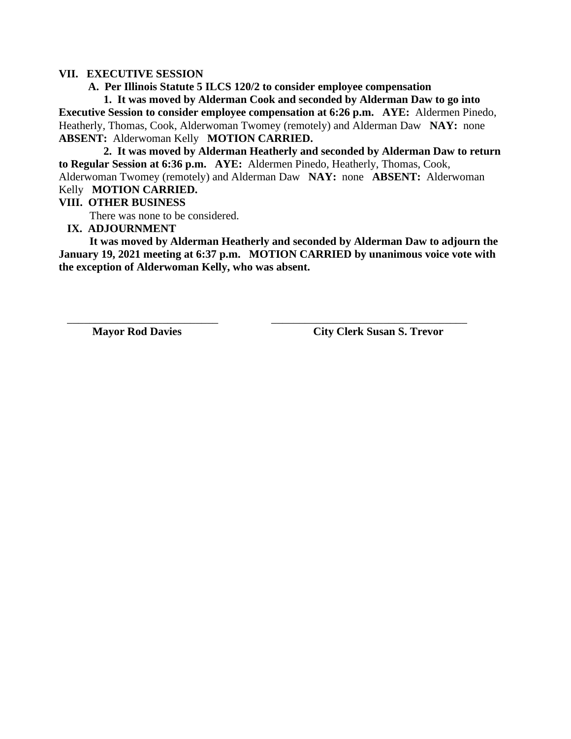**VII. EXECUTIVE SESSION**

**A. Per Illinois Statute 5 ILCS 120/2 to consider employee compensation**

**1. It was moved by Alderman Cook and seconded by Alderman Daw to go into Executive Session to consider employee compensation at 6:26 p.m. AYE:** Aldermen Pinedo, Heatherly, Thomas, Cook, Alderwoman Twomey (remotely) and Alderman Daw **NAY:** none **ABSENT:** Alderwoman Kelly **MOTION CARRIED.**

**2. It was moved by Alderman Heatherly and seconded by Alderman Daw to return to Regular Session at 6:36 p.m. AYE:** Aldermen Pinedo, Heatherly, Thomas, Cook, Alderwoman Twomey (remotely) and Alderman Daw **NAY:** none **ABSENT:** Alderwoman Kelly **MOTION CARRIED.**

**VIII. OTHER BUSINESS**

There was none to be considered.

**IX. ADJOURNMENT**

**It was moved by Alderman Heatherly and seconded by Alderman Daw to adjourn the January 19, 2021 meeting at 6:37 p.m. MOTION CARRIED by unanimous voice vote with the exception of Alderwoman Kelly, who was absent.**

\_\_\_\_\_\_\_\_\_\_\_\_\_\_\_\_\_\_\_\_\_\_\_\_\_\_\_\_ \_\_\_\_\_\_\_\_\_\_\_\_\_\_\_\_\_\_\_\_\_\_\_\_\_\_\_\_\_\_\_\_\_\_\_\_

**Mayor Rod Davies** **City Clerk Susan S. Trevor**